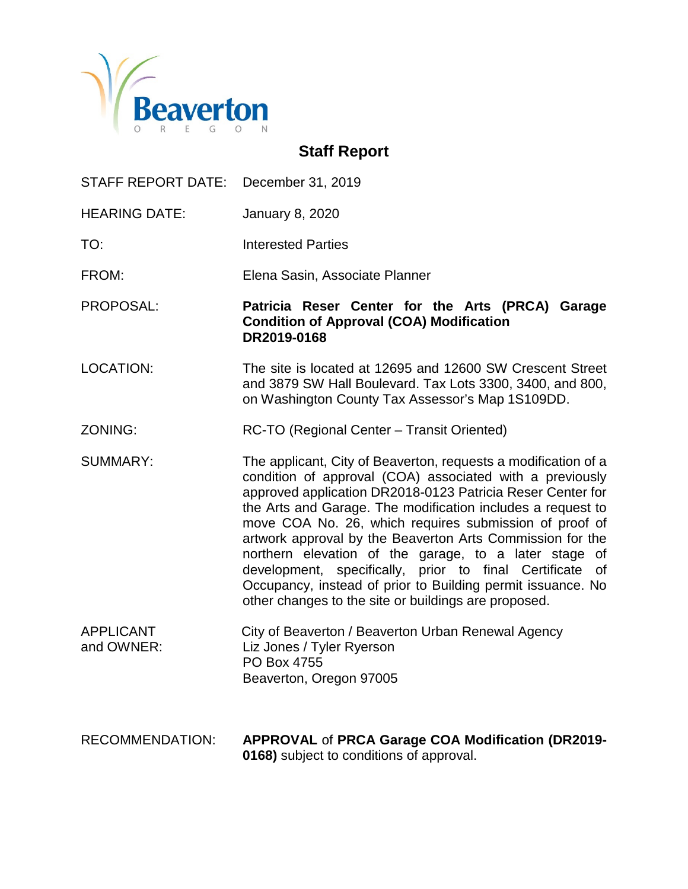Beaverton
OREGON

# Staff Report

STAFF REPORT DATE: December 31, 2019

HEARING DATE: January 8, 2020

TO: Interested Parties

FROM: Elena Sasin, Associate Planner

PROPOSAL: **Patricia Reser Center for the Arts (PRCA) Garage Condition of Approval (COA) Modification DR2019-0168**

LOCATION: The site is located at 12695 and 12600 SW Crescent Street and 3879 SW Hall Boulevard. Tax Lots 3300, 3400, and 800, on Washington County Tax Assessor's Map 1S109DD.

ZONING: RC-TO (Regional Center – Transit Oriented)

SUMMARY: The applicant, City of Beaverton, requests a modification of a condition of approval (COA) associated with a previously approved application DR2018-0123 Patricia Reser Center for the Arts and Garage. The modification includes a request to move COA No. 26, which requires submission of proof of artwork approval by the Beaverton Arts Commission for the northern elevation of the garage, to a later stage of development, specifically, prior to final Certificate of Occupancy, instead of prior to Building permit issuance. No other changes to the site or buildings are proposed.

APPLICANT and OWNER: City of Beaverton / Beaverton Urban Renewal Agency
Liz Jones / Tyler Ryerson
PO Box 4755
Beaverton, Oregon 97005

RECOMMENDATION: **APPROVAL** of **PRCA Garage COA Modification (DR2019-0168)** subject to conditions of approval.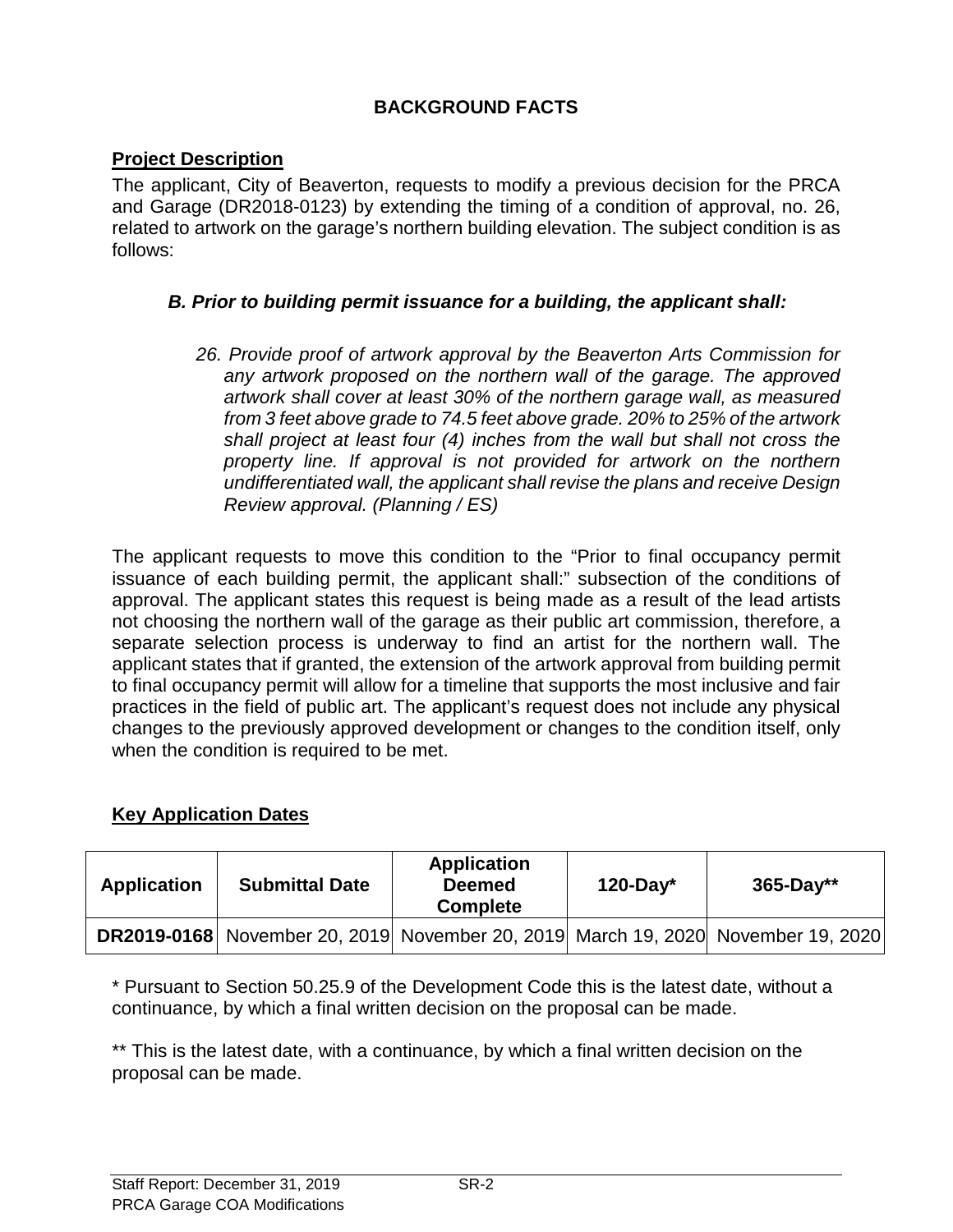## BACKGROUND FACTS

### Project Description

The applicant, City of Beaverton, requests to modify a previous decision for the PRCA and Garage (DR2018-0123) by extending the timing of a condition of approval, no. 26, related to artwork on the garage's northern building elevation. The subject condition is as follows:

> ***B. Prior to building permit issuance for a building, the applicant shall:***
>
> *26. Provide proof of artwork approval by the Beaverton Arts Commission for any artwork proposed on the northern wall of the garage. The approved artwork shall cover at least 30% of the northern garage wall, as measured from 3 feet above grade to 74.5 feet above grade. 20% to 25% of the artwork shall project at least four (4) inches from the wall but shall not cross the property line. If approval is not provided for artwork on the northern undifferentiated wall, the applicant shall revise the plans and receive Design Review approval. (Planning / ES)*

The applicant requests to move this condition to the "Prior to final occupancy permit issuance of each building permit, the applicant shall:" subsection of the conditions of approval. The applicant states this request is being made as a result of the lead artists not choosing the northern wall of the garage as their public art commission, therefore, a separate selection process is underway to find an artist for the northern wall. The applicant states that if granted, the extension of the artwork approval from building permit to final occupancy permit will allow for a timeline that supports the most inclusive and fair practices in the field of public art. The applicant's request does not include any physical changes to the previously approved development or changes to the condition itself, only when the condition is required to be met.

### Key Application Dates

| Application | Submittal Date | Application Deemed Complete | 120-Day* | 365-Day** |
|---|---|---|---|---|
| **DR2019-0168** | November 20, 2019 | November 20, 2019 | March 19, 2020 | November 19, 2020 |

\* Pursuant to Section 50.25.9 of the Development Code this is the latest date, without a continuance, by which a final written decision on the proposal can be made.

\*\* This is the latest date, with a continuance, by which a final written decision on the proposal can be made.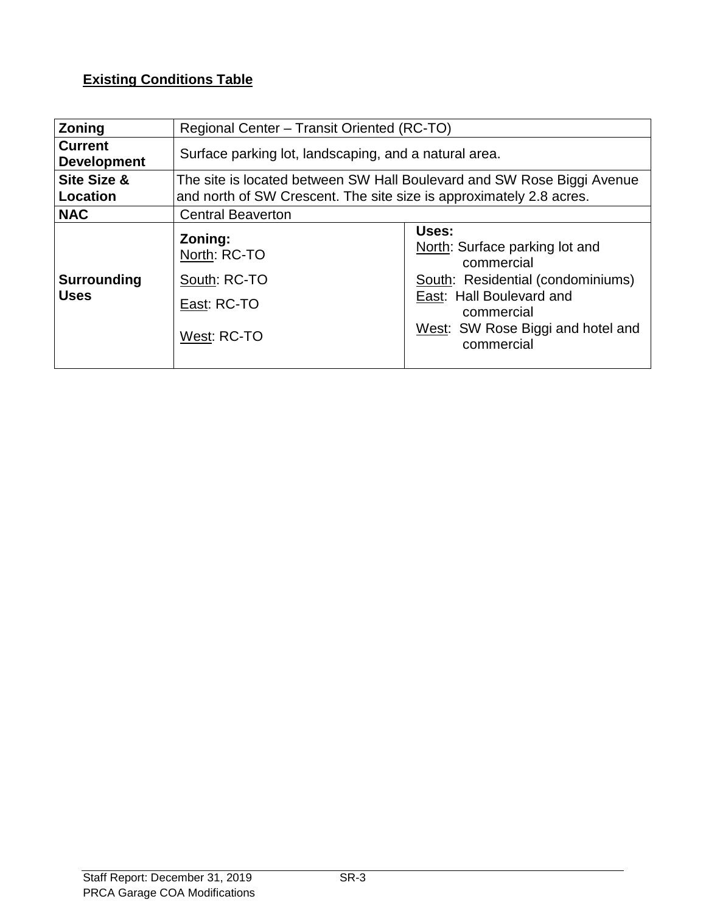**Existing Conditions Table**

| Zoning | Regional Center – Transit Oriented (RC-TO) | |
|---|---|---|
| **Current Development** | Surface parking lot, landscaping, and a natural area. | |
| **Site Size & Location** | The site is located between SW Hall Boulevard and SW Rose Biggi Avenue and north of SW Crescent. The site size is approximately 2.8 acres. | |
| **NAC** | Central Beaverton | |
| **Surrounding Uses** | **Zoning:**<br>North: RC-TO<br>South: RC-TO<br>East: RC-TO<br>West: RC-TO | **Uses:**<br>North: Surface parking lot and commercial<br>South: Residential (condominiums)<br>East: Hall Boulevard and commercial<br>West: SW Rose Biggi and hotel and commercial |

Staff Report: December 31, 2019
PRCA Garage COA Modifications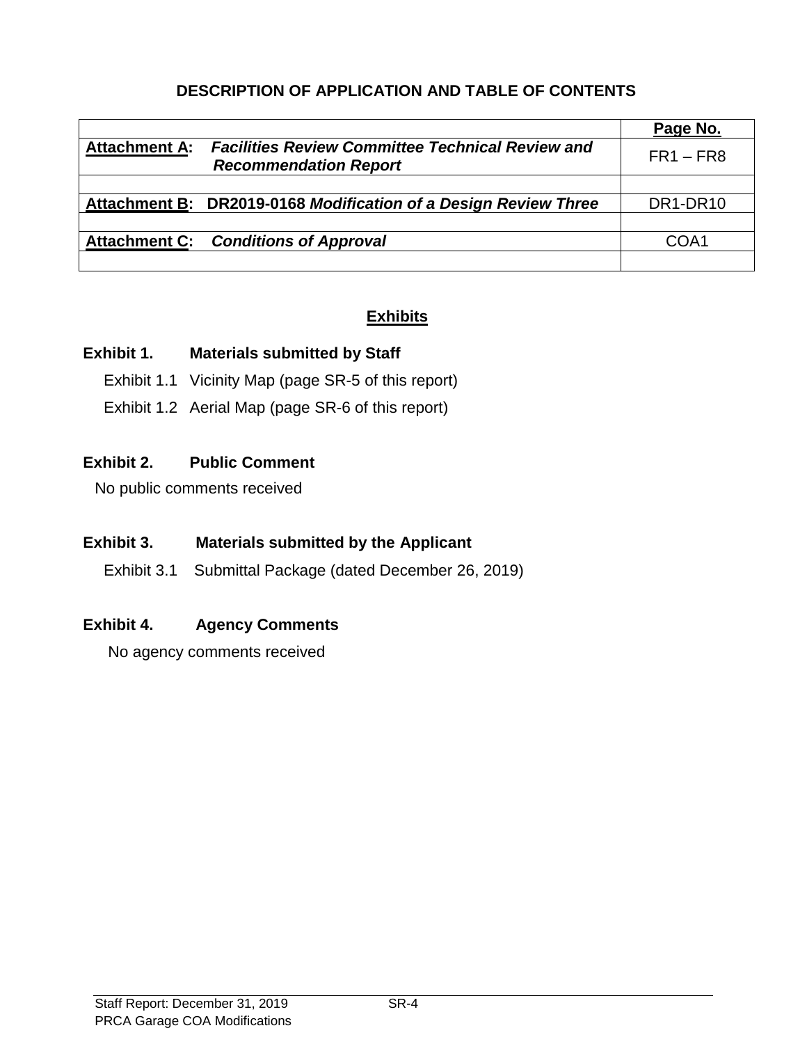## DESCRIPTION OF APPLICATION AND TABLE OF CONTENTS

| | Page No. |
|---|---|
| **Attachment A:** ***Facilities Review Committee Technical Review and Recommendation Report*** | FR1 – FR8 |
| | |
| **Attachment B:** **DR2019-0168** ***Modification of a Design Review Three*** | DR1-DR10 |
| | |
| **Attachment C:** ***Conditions of Approval*** | COA1 |
| | |

## Exhibits

**Exhibit 1. Materials submitted by Staff**

Exhibit 1.1 Vicinity Map (page SR-5 of this report)

Exhibit 1.2 Aerial Map (page SR-6 of this report)

**Exhibit 2. Public Comment**

No public comments received

**Exhibit 3. Materials submitted by the Applicant**

Exhibit 3.1 Submittal Package (dated December 26, 2019)

**Exhibit 4. Agency Comments**

No agency comments received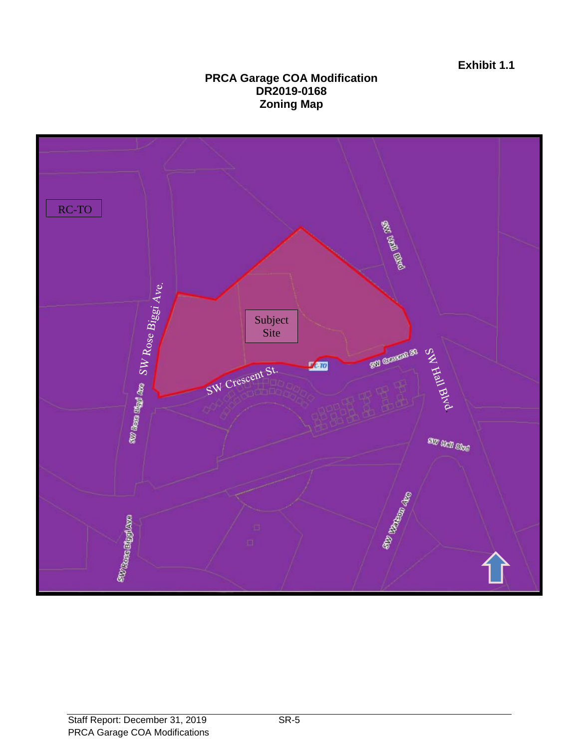**Exhibit 1.1**

**PRCA Garage COA Modification**
**DR2019-0168**
**Zoning Map**

RC-TO

Subject Site

SW Rose Biggi Ave.

SW Crescent St.

SW Hall Blvd.

SW Hall Blvd

SW Crescent St

SW Rose Biggi Ave

SW Hall Blvd

SW Watson Ave

SW Rose Biggi Ave

RC-TO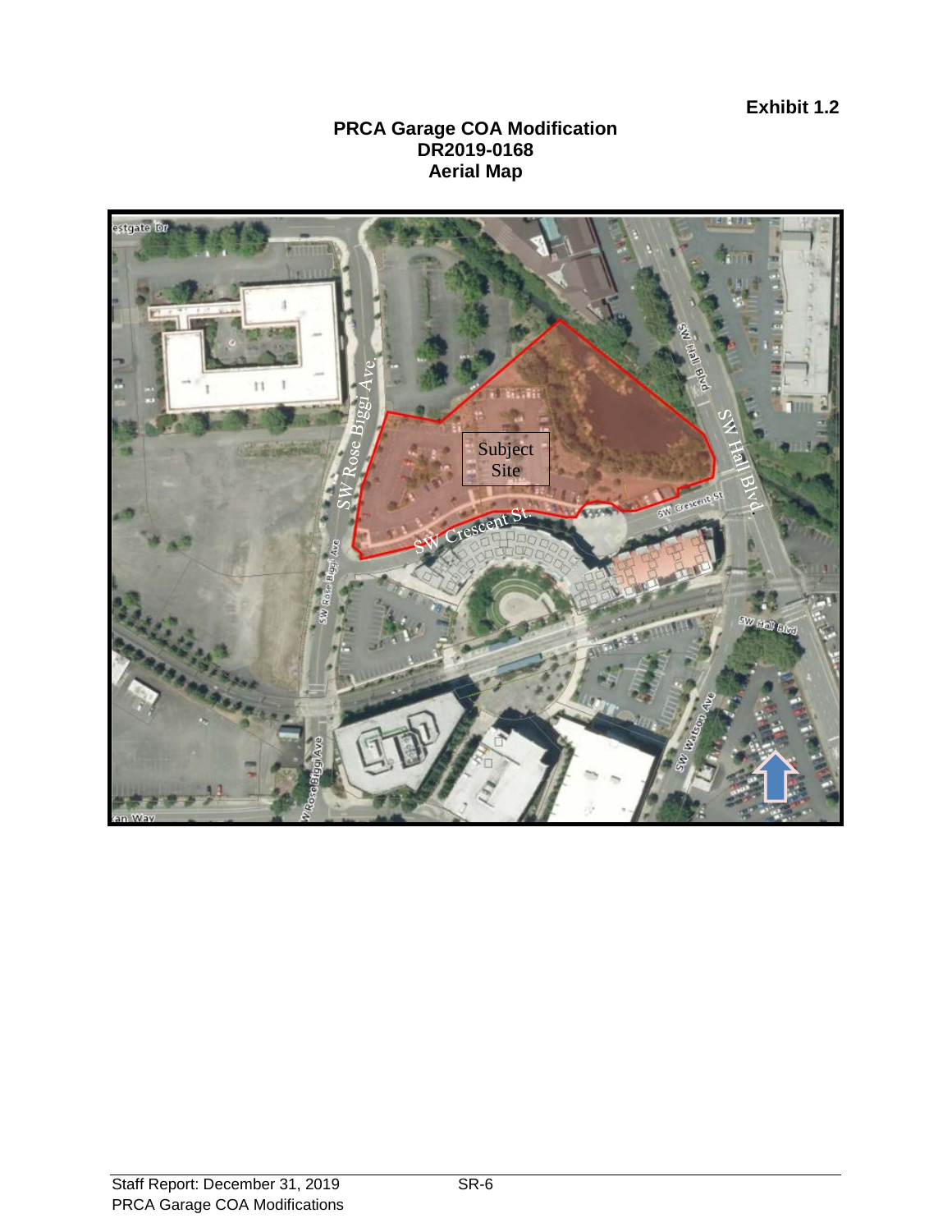**Exhibit 1.2**

**PRCA Garage COA Modification**
**DR2019-0168**
**Aerial Map**

Subject Site

SW Rose Biggi Ave.

SW Crescent St.

SW Hall Blvd.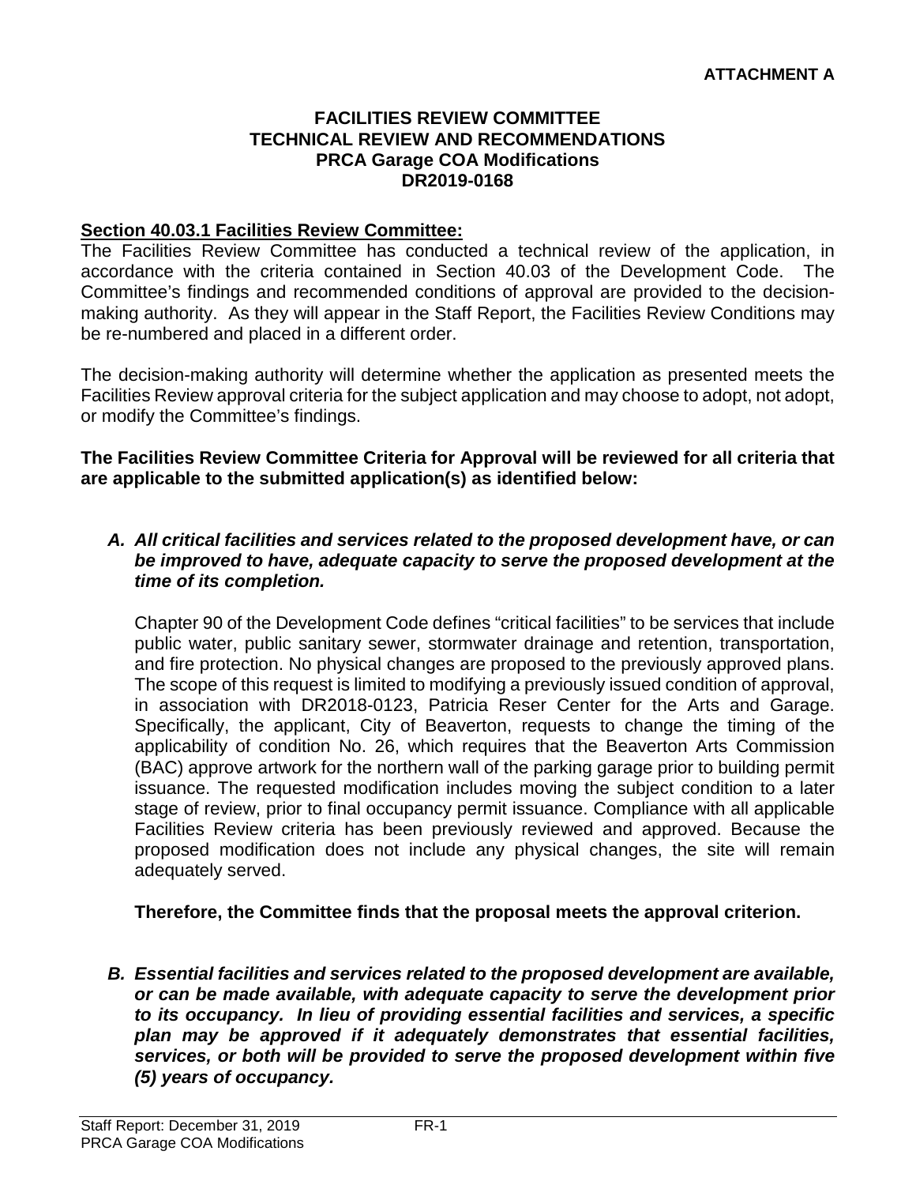**ATTACHMENT A**

**FACILITIES REVIEW COMMITTEE**
**TECHNICAL REVIEW AND RECOMMENDATIONS**
**PRCA Garage COA Modifications**
**DR2019-0168**

**Section 40.03.1 Facilities Review Committee:**

The Facilities Review Committee has conducted a technical review of the application, in accordance with the criteria contained in Section 40.03 of the Development Code. The Committee's findings and recommended conditions of approval are provided to the decision-making authority. As they will appear in the Staff Report, the Facilities Review Conditions may be re-numbered and placed in a different order.

The decision-making authority will determine whether the application as presented meets the Facilities Review approval criteria for the subject application and may choose to adopt, not adopt, or modify the Committee's findings.

**The Facilities Review Committee Criteria for Approval will be reviewed for all criteria that are applicable to the submitted application(s) as identified below:**

***A. All critical facilities and services related to the proposed development have, or can be improved to have, adequate capacity to serve the proposed development at the time of its completion.***

Chapter 90 of the Development Code defines "critical facilities" to be services that include public water, public sanitary sewer, stormwater drainage and retention, transportation, and fire protection. No physical changes are proposed to the previously approved plans. The scope of this request is limited to modifying a previously issued condition of approval, in association with DR2018-0123, Patricia Reser Center for the Arts and Garage. Specifically, the applicant, City of Beaverton, requests to change the timing of the applicability of condition No. 26, which requires that the Beaverton Arts Commission (BAC) approve artwork for the northern wall of the parking garage prior to building permit issuance. The requested modification includes moving the subject condition to a later stage of review, prior to final occupancy permit issuance. Compliance with all applicable Facilities Review criteria has been previously reviewed and approved. Because the proposed modification does not include any physical changes, the site will remain adequately served.

**Therefore, the Committee finds that the proposal meets the approval criterion.**

***B. Essential facilities and services related to the proposed development are available, or can be made available, with adequate capacity to serve the development prior to its occupancy. In lieu of providing essential facilities and services, a specific plan may be approved if it adequately demonstrates that essential facilities, services, or both will be provided to serve the proposed development within five (5) years of occupancy.***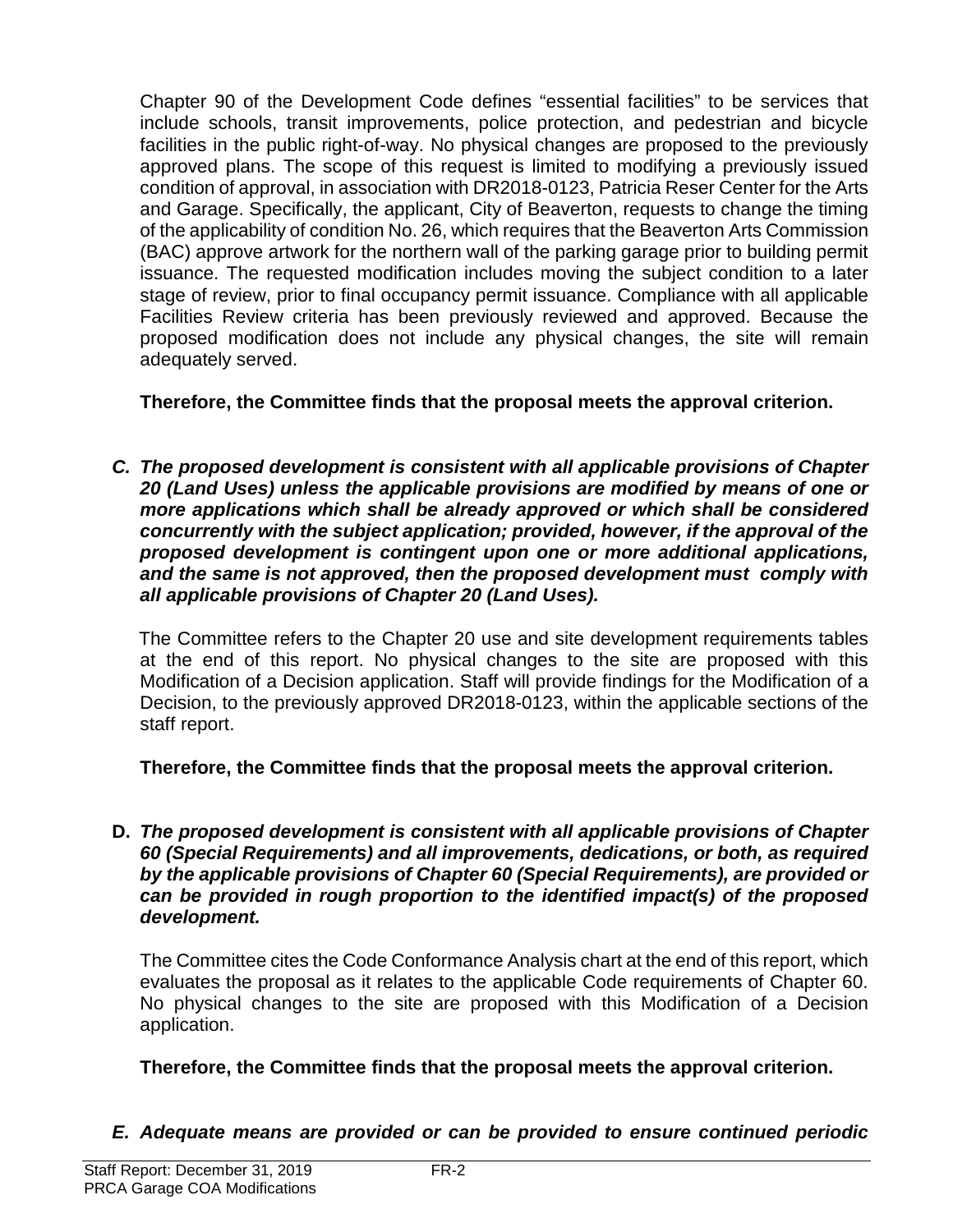Chapter 90 of the Development Code defines "essential facilities" to be services that include schools, transit improvements, police protection, and pedestrian and bicycle facilities in the public right-of-way. No physical changes are proposed to the previously approved plans. The scope of this request is limited to modifying a previously issued condition of approval, in association with DR2018-0123, Patricia Reser Center for the Arts and Garage. Specifically, the applicant, City of Beaverton, requests to change the timing of the applicability of condition No. 26, which requires that the Beaverton Arts Commission (BAC) approve artwork for the northern wall of the parking garage prior to building permit issuance. The requested modification includes moving the subject condition to a later stage of review, prior to final occupancy permit issuance. Compliance with all applicable Facilities Review criteria has been previously reviewed and approved. Because the proposed modification does not include any physical changes, the site will remain adequately served.

**Therefore, the Committee finds that the proposal meets the approval criterion.**

***C. The proposed development is consistent with all applicable provisions of Chapter 20 (Land Uses) unless the applicable provisions are modified by means of one or more applications which shall be already approved or which shall be considered concurrently with the subject application; provided, however, if the approval of the proposed development is contingent upon one or more additional applications, and the same is not approved, then the proposed development must comply with all applicable provisions of Chapter 20 (Land Uses).***

The Committee refers to the Chapter 20 use and site development requirements tables at the end of this report. No physical changes to the site are proposed with this Modification of a Decision application. Staff will provide findings for the Modification of a Decision, to the previously approved DR2018-0123, within the applicable sections of the staff report.

**Therefore, the Committee finds that the proposal meets the approval criterion.**

**D.** ***The proposed development is consistent with all applicable provisions of Chapter 60 (Special Requirements) and all improvements, dedications, or both, as required by the applicable provisions of Chapter 60 (Special Requirements), are provided or can be provided in rough proportion to the identified impact(s) of the proposed development.***

The Committee cites the Code Conformance Analysis chart at the end of this report, which evaluates the proposal as it relates to the applicable Code requirements of Chapter 60. No physical changes to the site are proposed with this Modification of a Decision application.

**Therefore, the Committee finds that the proposal meets the approval criterion.**

***E. Adequate means are provided or can be provided to ensure continued periodic***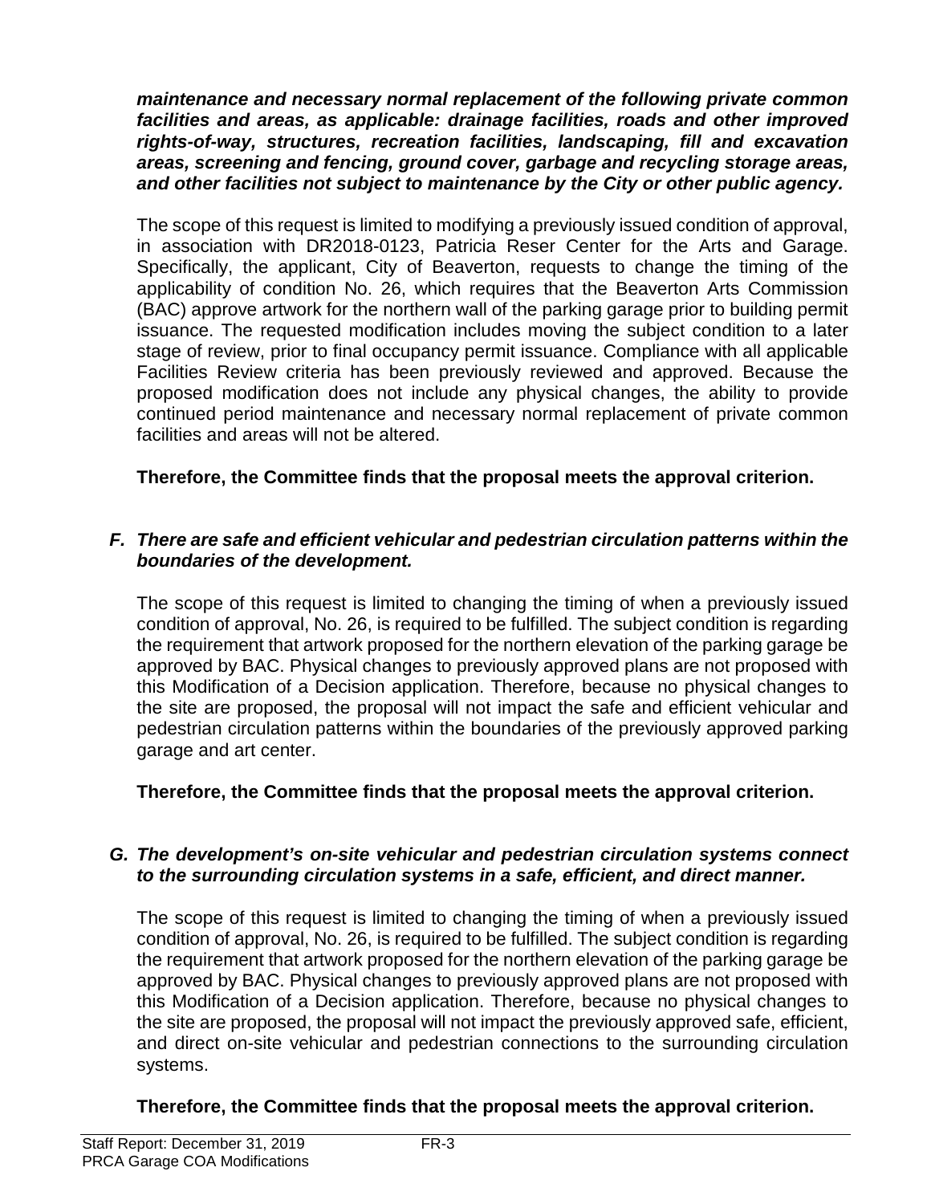***maintenance and necessary normal replacement of the following private common facilities and areas, as applicable: drainage facilities, roads and other improved rights-of-way, structures, recreation facilities, landscaping, fill and excavation areas, screening and fencing, ground cover, garbage and recycling storage areas, and other facilities not subject to maintenance by the City or other public agency.***

The scope of this request is limited to modifying a previously issued condition of approval, in association with DR2018-0123, Patricia Reser Center for the Arts and Garage. Specifically, the applicant, City of Beaverton, requests to change the timing of the applicability of condition No. 26, which requires that the Beaverton Arts Commission (BAC) approve artwork for the northern wall of the parking garage prior to building permit issuance. The requested modification includes moving the subject condition to a later stage of review, prior to final occupancy permit issuance. Compliance with all applicable Facilities Review criteria has been previously reviewed and approved. Because the proposed modification does not include any physical changes, the ability to provide continued period maintenance and necessary normal replacement of private common facilities and areas will not be altered.

**Therefore, the Committee finds that the proposal meets the approval criterion.**

***F. There are safe and efficient vehicular and pedestrian circulation patterns within the boundaries of the development.***

The scope of this request is limited to changing the timing of when a previously issued condition of approval, No. 26, is required to be fulfilled. The subject condition is regarding the requirement that artwork proposed for the northern elevation of the parking garage be approved by BAC. Physical changes to previously approved plans are not proposed with this Modification of a Decision application. Therefore, because no physical changes to the site are proposed, the proposal will not impact the safe and efficient vehicular and pedestrian circulation patterns within the boundaries of the previously approved parking garage and art center.

**Therefore, the Committee finds that the proposal meets the approval criterion.**

***G. The development's on-site vehicular and pedestrian circulation systems connect to the surrounding circulation systems in a safe, efficient, and direct manner.***

The scope of this request is limited to changing the timing of when a previously issued condition of approval, No. 26, is required to be fulfilled. The subject condition is regarding the requirement that artwork proposed for the northern elevation of the parking garage be approved by BAC. Physical changes to previously approved plans are not proposed with this Modification of a Decision application. Therefore, because no physical changes to the site are proposed, the proposal will not impact the previously approved safe, efficient, and direct on-site vehicular and pedestrian connections to the surrounding circulation systems.

**Therefore, the Committee finds that the proposal meets the approval criterion.**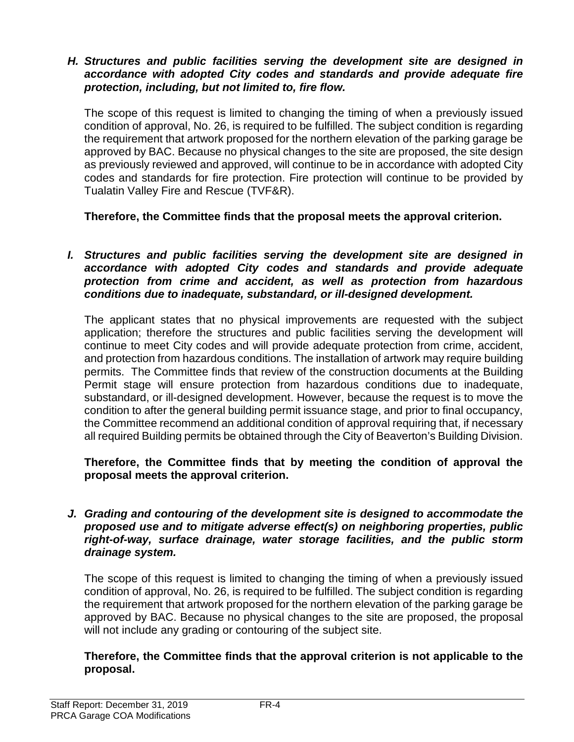***H. Structures and public facilities serving the development site are designed in accordance with adopted City codes and standards and provide adequate fire protection, including, but not limited to, fire flow.***

The scope of this request is limited to changing the timing of when a previously issued condition of approval, No. 26, is required to be fulfilled. The subject condition is regarding the requirement that artwork proposed for the northern elevation of the parking garage be approved by BAC. Because no physical changes to the site are proposed, the site design as previously reviewed and approved, will continue to be in accordance with adopted City codes and standards for fire protection. Fire protection will continue to be provided by Tualatin Valley Fire and Rescue (TVF&R).

**Therefore, the Committee finds that the proposal meets the approval criterion.**

***I. Structures and public facilities serving the development site are designed in accordance with adopted City codes and standards and provide adequate protection from crime and accident, as well as protection from hazardous conditions due to inadequate, substandard, or ill-designed development.***

The applicant states that no physical improvements are requested with the subject application; therefore the structures and public facilities serving the development will continue to meet City codes and will provide adequate protection from crime, accident, and protection from hazardous conditions. The installation of artwork may require building permits. The Committee finds that review of the construction documents at the Building Permit stage will ensure protection from hazardous conditions due to inadequate, substandard, or ill-designed development. However, because the request is to move the condition to after the general building permit issuance stage, and prior to final occupancy, the Committee recommend an additional condition of approval requiring that, if necessary all required Building permits be obtained through the City of Beaverton's Building Division.

**Therefore, the Committee finds that by meeting the condition of approval the proposal meets the approval criterion.**

***J. Grading and contouring of the development site is designed to accommodate the proposed use and to mitigate adverse effect(s) on neighboring properties, public right-of-way, surface drainage, water storage facilities, and the public storm drainage system.***

The scope of this request is limited to changing the timing of when a previously issued condition of approval, No. 26, is required to be fulfilled. The subject condition is regarding the requirement that artwork proposed for the northern elevation of the parking garage be approved by BAC. Because no physical changes to the site are proposed, the proposal will not include any grading or contouring of the subject site.

**Therefore, the Committee finds that the approval criterion is not applicable to the proposal.**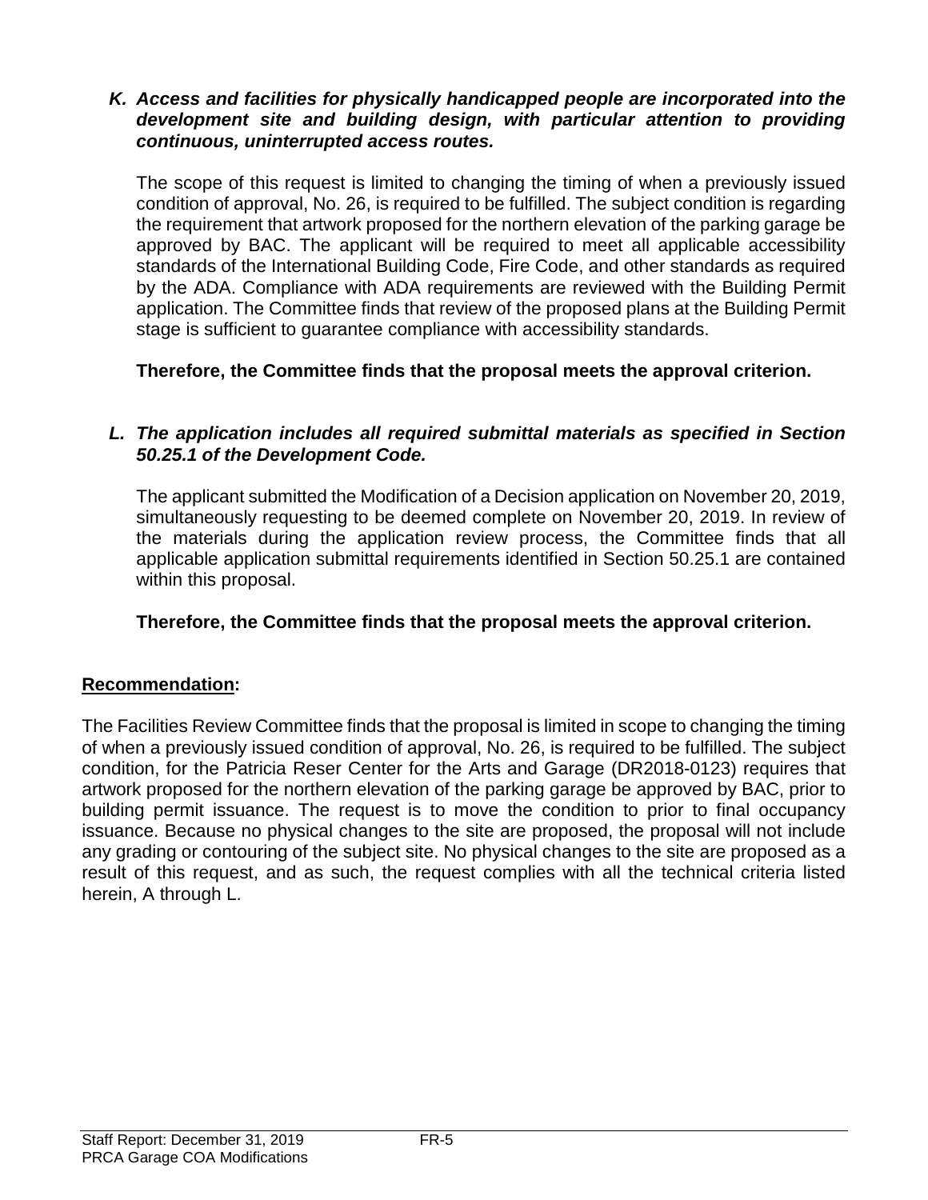***K. Access and facilities for physically handicapped people are incorporated into the development site and building design, with particular attention to providing continuous, uninterrupted access routes.***

The scope of this request is limited to changing the timing of when a previously issued condition of approval, No. 26, is required to be fulfilled. The subject condition is regarding the requirement that artwork proposed for the northern elevation of the parking garage be approved by BAC. The applicant will be required to meet all applicable accessibility standards of the International Building Code, Fire Code, and other standards as required by the ADA. Compliance with ADA requirements are reviewed with the Building Permit application. The Committee finds that review of the proposed plans at the Building Permit stage is sufficient to guarantee compliance with accessibility standards.

**Therefore, the Committee finds that the proposal meets the approval criterion.**

***L. The application includes all required submittal materials as specified in Section 50.25.1 of the Development Code.***

The applicant submitted the Modification of a Decision application on November 20, 2019, simultaneously requesting to be deemed complete on November 20, 2019. In review of the materials during the application review process, the Committee finds that all applicable application submittal requirements identified in Section 50.25.1 are contained within this proposal.

**Therefore, the Committee finds that the proposal meets the approval criterion.**

## **Recommendation:**

The Facilities Review Committee finds that the proposal is limited in scope to changing the timing of when a previously issued condition of approval, No. 26, is required to be fulfilled. The subject condition, for the Patricia Reser Center for the Arts and Garage (DR2018-0123) requires that artwork proposed for the northern elevation of the parking garage be approved by BAC, prior to building permit issuance. The request is to move the condition to prior to final occupancy issuance. Because no physical changes to the site are proposed, the proposal will not include any grading or contouring of the subject site. No physical changes to the site are proposed as a result of this request, and as such, the request complies with all the technical criteria listed herein, A through L.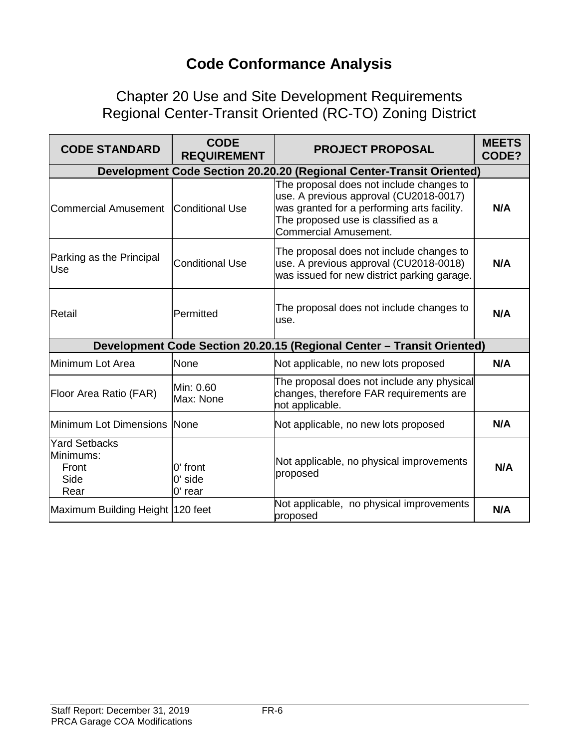# Code Conformance Analysis

## Chapter 20 Use and Site Development Requirements
## Regional Center-Transit Oriented (RC-TO) Zoning District

| CODE STANDARD | CODE REQUIREMENT | PROJECT PROPOSAL | MEETS CODE? |
|---|---|---|---|
| **Development Code Section 20.20.20 (Regional Center-Transit Oriented)** | | | |
| Commercial Amusement | Conditional Use | The proposal does not include changes to use. A previous approval (CU2018-0017) was granted for a performing arts facility. The proposed use is classified as a Commercial Amusement. | **N/A** |
| Parking as the Principal Use | Conditional Use | The proposal does not include changes to use. A previous approval (CU2018-0018) was issued for new district parking garage. | **N/A** |
| Retail | Permitted | The proposal does not include changes to use. | **N/A** |
| **Development Code Section 20.20.15 (Regional Center – Transit Oriented)** | | | |
| Minimum Lot Area | None | Not applicable, no new lots proposed | **N/A** |
| Floor Area Ratio (FAR) | Min: 0.60<br>Max: None | The proposal does not include any physical changes, therefore FAR requirements are not applicable. | |
| Minimum Lot Dimensions | None | Not applicable, no new lots proposed | **N/A** |
| Yard Setbacks Minimums:<br>Front<br>Side<br>Rear | 0' front<br>0' side<br>0' rear | Not applicable, no physical improvements proposed | **N/A** |
| Maximum Building Height | 120 feet | Not applicable, no physical improvements proposed | **N/A** |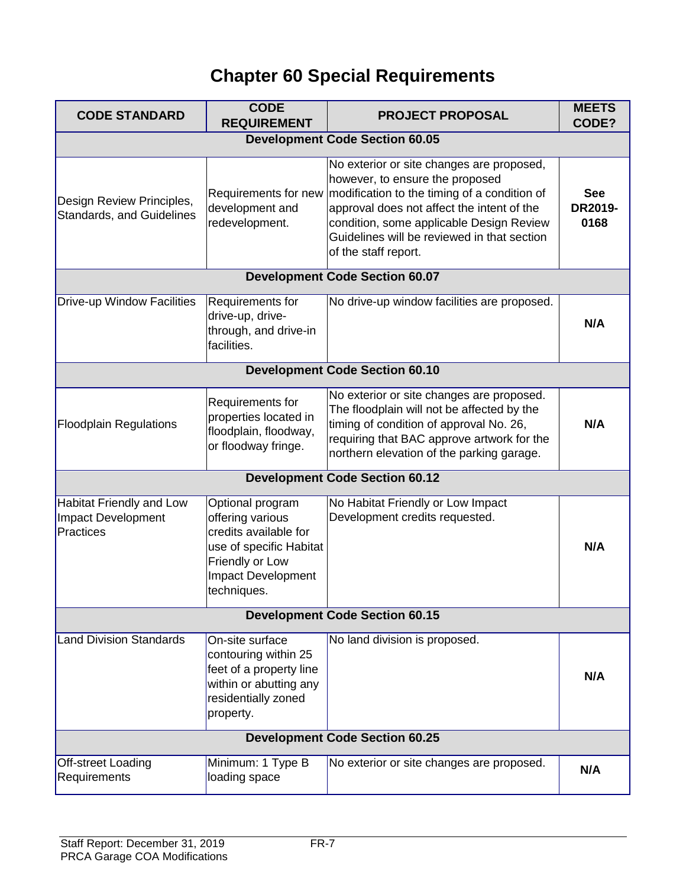# Chapter 60 Special Requirements

| CODE STANDARD | CODE REQUIREMENT | PROJECT PROPOSAL | MEETS CODE? |
|---|---|---|---|
| **Development Code Section 60.05** | | | |
| Design Review Principles, Standards, and Guidelines | Requirements for new development and redevelopment. | No exterior or site changes are proposed, however, to ensure the proposed modification to the timing of a condition of approval does not affect the intent of the condition, some applicable Design Review Guidelines will be reviewed in that section of the staff report. | **See DR2019-0168** |
| **Development Code Section 60.07** | | | |
| Drive-up Window Facilities | Requirements for drive-up, drive-through, and drive-in facilities. | No drive-up window facilities are proposed. | **N/A** |
| **Development Code Section 60.10** | | | |
| Floodplain Regulations | Requirements for properties located in floodplain, floodway, or floodway fringe. | No exterior or site changes are proposed. The floodplain will not be affected by the timing of condition of approval No. 26, requiring that BAC approve artwork for the northern elevation of the parking garage. | **N/A** |
| **Development Code Section 60.12** | | | |
| Habitat Friendly and Low Impact Development Practices | Optional program offering various credits available for use of specific Habitat Friendly or Low Impact Development techniques. | No Habitat Friendly or Low Impact Development credits requested. | **N/A** |
| **Development Code Section 60.15** | | | |
| Land Division Standards | On-site surface contouring within 25 feet of a property line within or abutting any residentially zoned property. | No land division is proposed. | **N/A** |
| **Development Code Section 60.25** | | | |
| Off-street Loading Requirements | Minimum: 1 Type B loading space | No exterior or site changes are proposed. | **N/A** |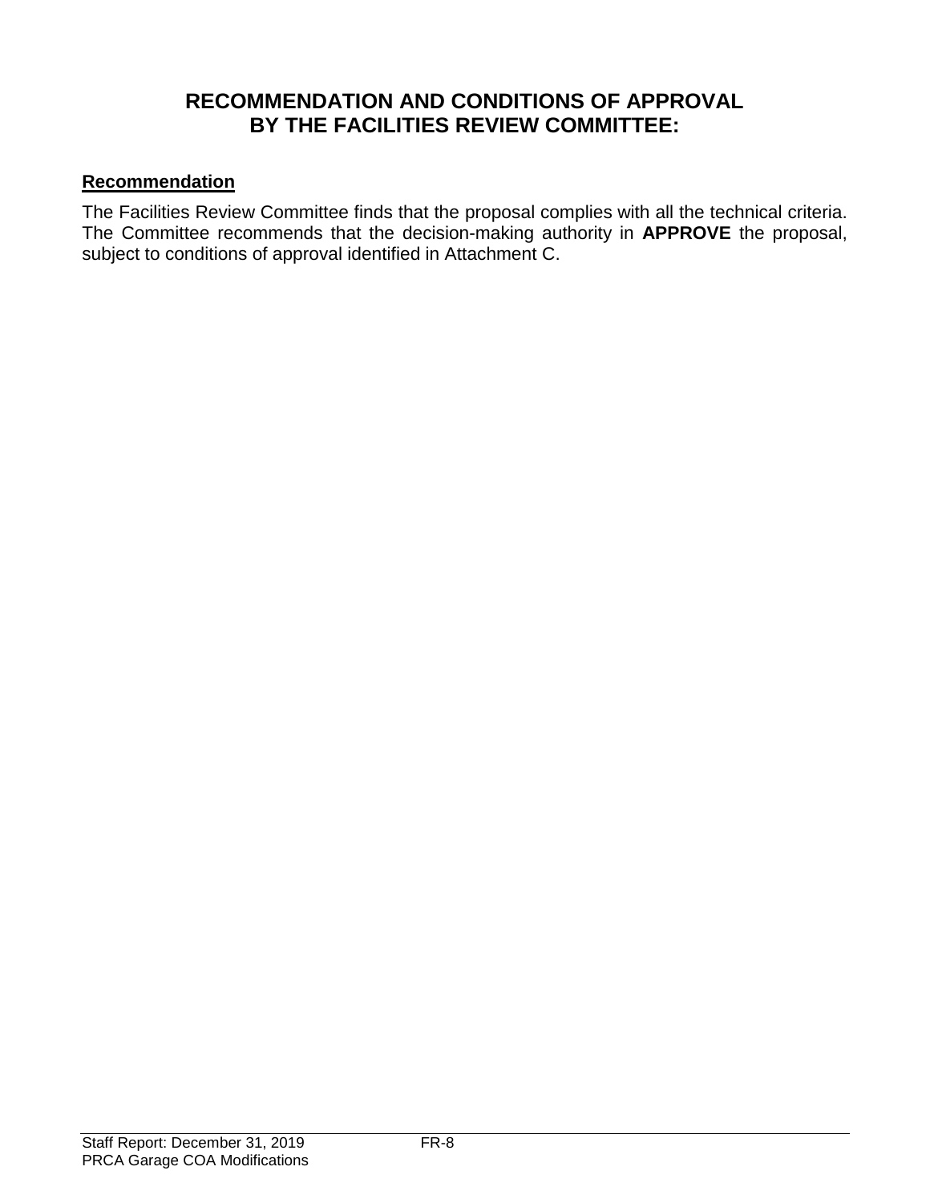# RECOMMENDATION AND CONDITIONS OF APPROVAL BY THE FACILITIES REVIEW COMMITTEE:

## Recommendation

The Facilities Review Committee finds that the proposal complies with all the technical criteria. The Committee recommends that the decision-making authority in **APPROVE** the proposal, subject to conditions of approval identified in Attachment C.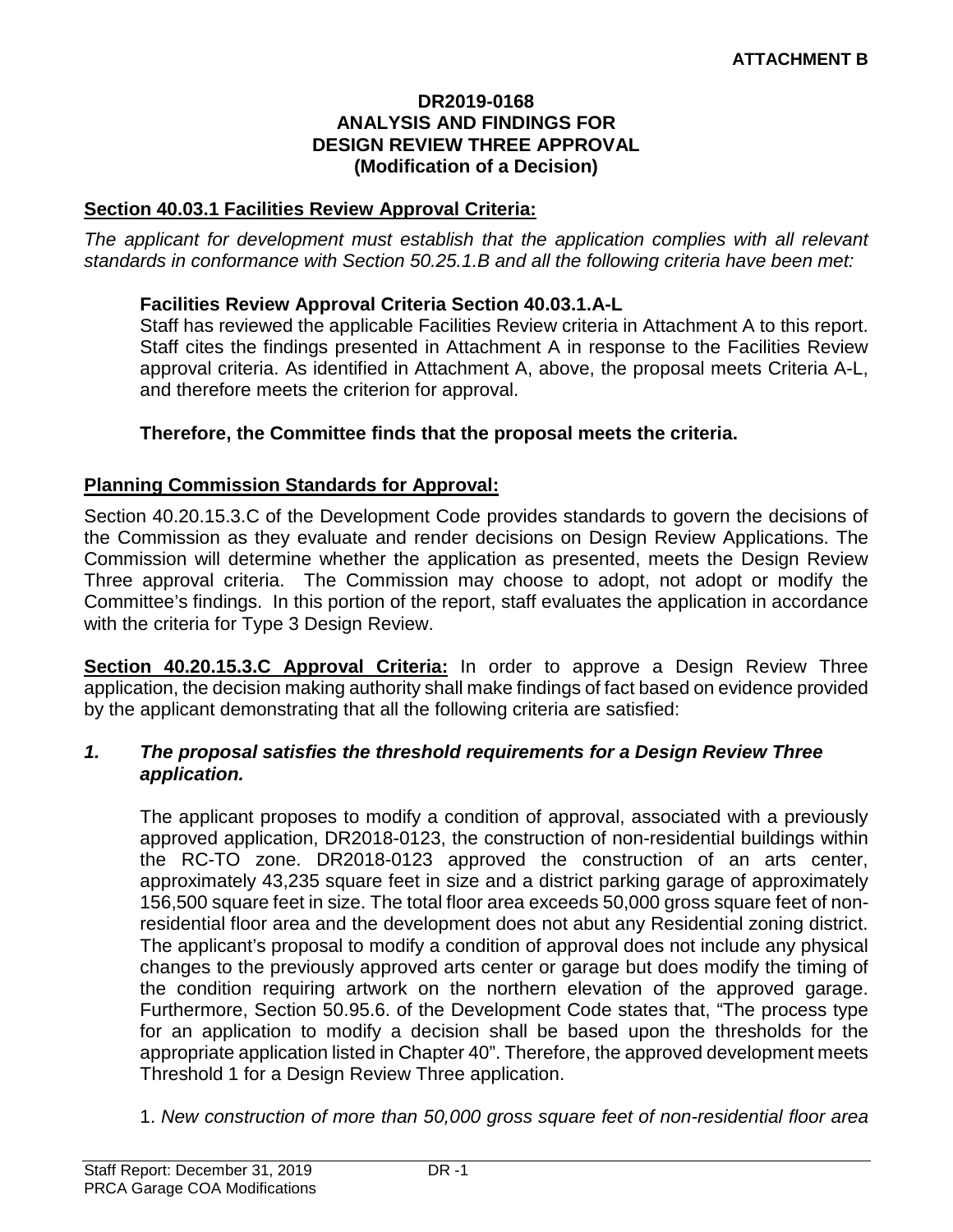**ATTACHMENT B**

**DR2019-0168**
**ANALYSIS AND FINDINGS FOR**
**DESIGN REVIEW THREE APPROVAL**
**(Modification of a Decision)**

## Section 40.03.1 Facilities Review Approval Criteria:

*The applicant for development must establish that the application complies with all relevant standards in conformance with Section 50.25.1.B and all the following criteria have been met:*

**Facilities Review Approval Criteria Section 40.03.1.A-L**

Staff has reviewed the applicable Facilities Review criteria in Attachment A to this report. Staff cites the findings presented in Attachment A in response to the Facilities Review approval criteria. As identified in Attachment A, above, the proposal meets Criteria A-L, and therefore meets the criterion for approval.

**Therefore, the Committee finds that the proposal meets the criteria.**

## Planning Commission Standards for Approval:

Section 40.20.15.3.C of the Development Code provides standards to govern the decisions of the Commission as they evaluate and render decisions on Design Review Applications. The Commission will determine whether the application as presented, meets the Design Review Three approval criteria. The Commission may choose to adopt, not adopt or modify the Committee's findings. In this portion of the report, staff evaluates the application in accordance with the criteria for Type 3 Design Review.

**Section 40.20.15.3.C Approval Criteria:** In order to approve a Design Review Three application, the decision making authority shall make findings of fact based on evidence provided by the applicant demonstrating that all the following criteria are satisfied:

***1. The proposal satisfies the threshold requirements for a Design Review Three application.***

The applicant proposes to modify a condition of approval, associated with a previously approved application, DR2018-0123, the construction of non-residential buildings within the RC-TO zone. DR2018-0123 approved the construction of an arts center, approximately 43,235 square feet in size and a district parking garage of approximately 156,500 square feet in size. The total floor area exceeds 50,000 gross square feet of non-residential floor area and the development does not abut any Residential zoning district. The applicant's proposal to modify a condition of approval does not include any physical changes to the previously approved arts center or garage but does modify the timing of the condition requiring artwork on the northern elevation of the approved garage. Furthermore, Section 50.95.6. of the Development Code states that, "The process type for an application to modify a decision shall be based upon the thresholds for the appropriate application listed in Chapter 40". Therefore, the approved development meets Threshold 1 for a Design Review Three application.

1. *New construction of more than 50,000 gross square feet of non-residential floor area*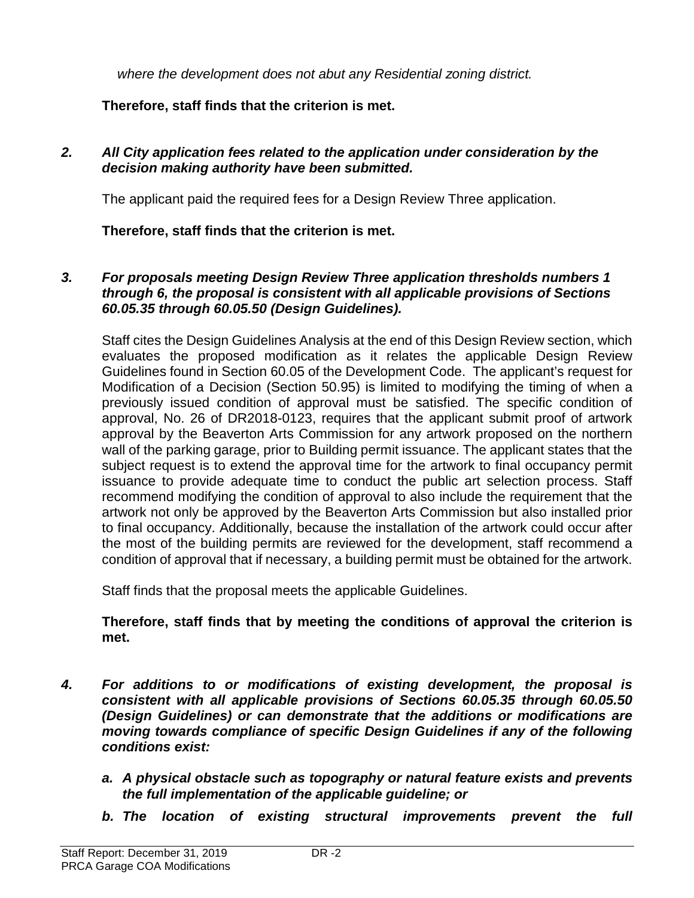*where the development does not abut any Residential zoning district.*

**Therefore, staff finds that the criterion is met.**

***2. All City application fees related to the application under consideration by the decision making authority have been submitted.***

The applicant paid the required fees for a Design Review Three application.

**Therefore, staff finds that the criterion is met.**

***3. For proposals meeting Design Review Three application thresholds numbers 1 through 6, the proposal is consistent with all applicable provisions of Sections 60.05.35 through 60.05.50 (Design Guidelines).***

Staff cites the Design Guidelines Analysis at the end of this Design Review section, which evaluates the proposed modification as it relates the applicable Design Review Guidelines found in Section 60.05 of the Development Code. The applicant's request for Modification of a Decision (Section 50.95) is limited to modifying the timing of when a previously issued condition of approval must be satisfied. The specific condition of approval, No. 26 of DR2018-0123, requires that the applicant submit proof of artwork approval by the Beaverton Arts Commission for any artwork proposed on the northern wall of the parking garage, prior to Building permit issuance. The applicant states that the subject request is to extend the approval time for the artwork to final occupancy permit issuance to provide adequate time to conduct the public art selection process. Staff recommend modifying the condition of approval to also include the requirement that the artwork not only be approved by the Beaverton Arts Commission but also installed prior to final occupancy. Additionally, because the installation of the artwork could occur after the most of the building permits are reviewed for the development, staff recommend a condition of approval that if necessary, a building permit must be obtained for the artwork.

Staff finds that the proposal meets the applicable Guidelines.

**Therefore, staff finds that by meeting the conditions of approval the criterion is met.**

***4. For additions to or modifications of existing development, the proposal is consistent with all applicable provisions of Sections 60.05.35 through 60.05.50 (Design Guidelines) or can demonstrate that the additions or modifications are moving towards compliance of specific Design Guidelines if any of the following conditions exist:***

***a. A physical obstacle such as topography or natural feature exists and prevents the full implementation of the applicable guideline; or***

***b. The location of existing structural improvements prevent the full***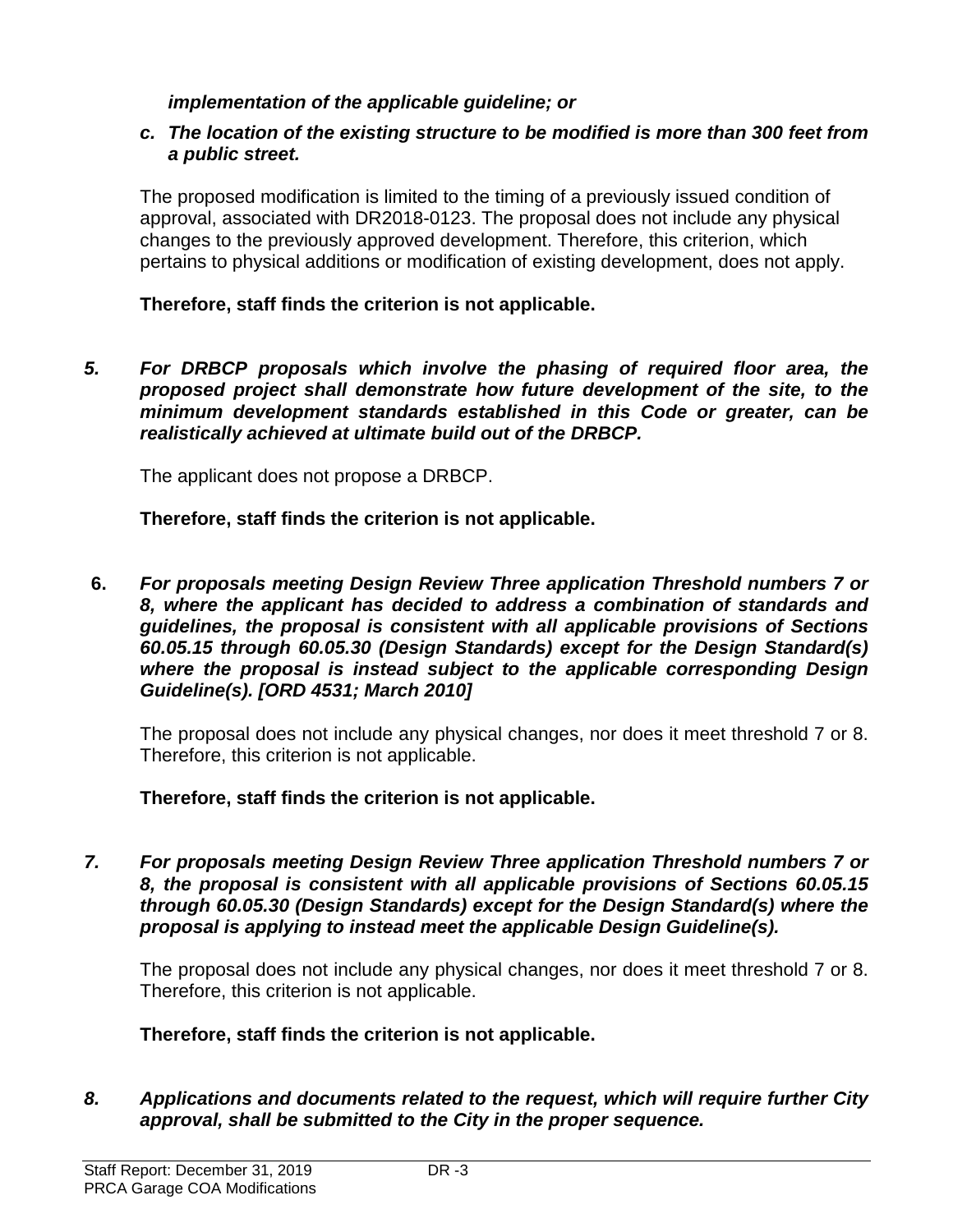*implementation of the applicable guideline; or*

*c. The location of the existing structure to be modified is more than 300 feet from a public street.*

The proposed modification is limited to the timing of a previously issued condition of approval, associated with DR2018-0123. The proposal does not include any physical changes to the previously approved development. Therefore, this criterion, which pertains to physical additions or modification of existing development, does not apply.

**Therefore, staff finds the criterion is not applicable.**

***5. For DRBCP proposals which involve the phasing of required floor area, the proposed project shall demonstrate how future development of the site, to the minimum development standards established in this Code or greater, can be realistically achieved at ultimate build out of the DRBCP.***

The applicant does not propose a DRBCP.

**Therefore, staff finds the criterion is not applicable.**

**6.** ***For proposals meeting Design Review Three application Threshold numbers 7 or 8, where the applicant has decided to address a combination of standards and guidelines, the proposal is consistent with all applicable provisions of Sections 60.05.15 through 60.05.30 (Design Standards) except for the Design Standard(s) where the proposal is instead subject to the applicable corresponding Design Guideline(s). [ORD 4531; March 2010]***

The proposal does not include any physical changes, nor does it meet threshold 7 or 8. Therefore, this criterion is not applicable.

**Therefore, staff finds the criterion is not applicable.**

***7. For proposals meeting Design Review Three application Threshold numbers 7 or 8, the proposal is consistent with all applicable provisions of Sections 60.05.15 through 60.05.30 (Design Standards) except for the Design Standard(s) where the proposal is applying to instead meet the applicable Design Guideline(s).***

The proposal does not include any physical changes, nor does it meet threshold 7 or 8. Therefore, this criterion is not applicable.

**Therefore, staff finds the criterion is not applicable.**

***8. Applications and documents related to the request, which will require further City approval, shall be submitted to the City in the proper sequence.***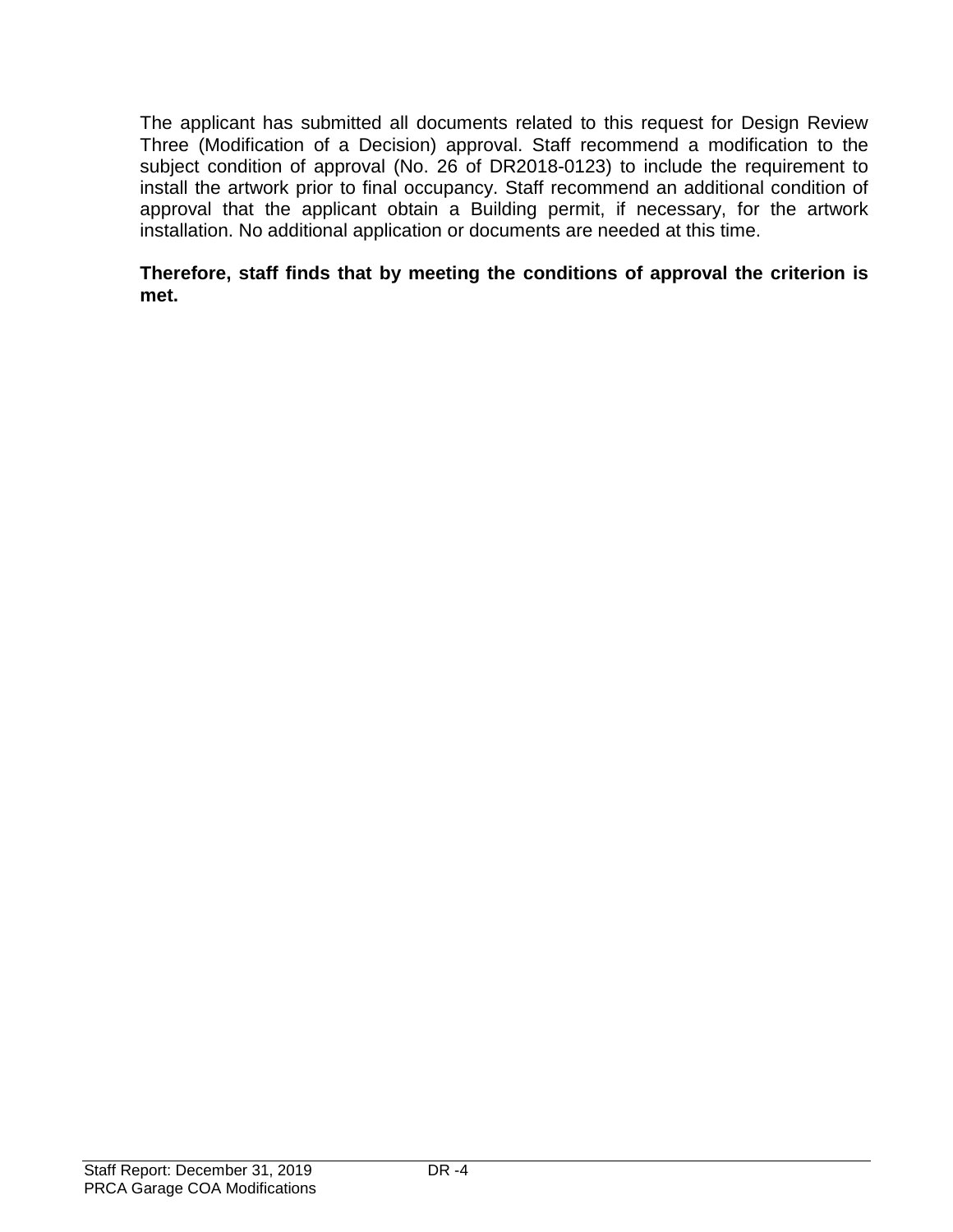The applicant has submitted all documents related to this request for Design Review Three (Modification of a Decision) approval. Staff recommend a modification to the subject condition of approval (No. 26 of DR2018-0123) to include the requirement to install the artwork prior to final occupancy. Staff recommend an additional condition of approval that the applicant obtain a Building permit, if necessary, for the artwork installation. No additional application or documents are needed at this time.

**Therefore, staff finds that by meeting the conditions of approval the criterion is met.**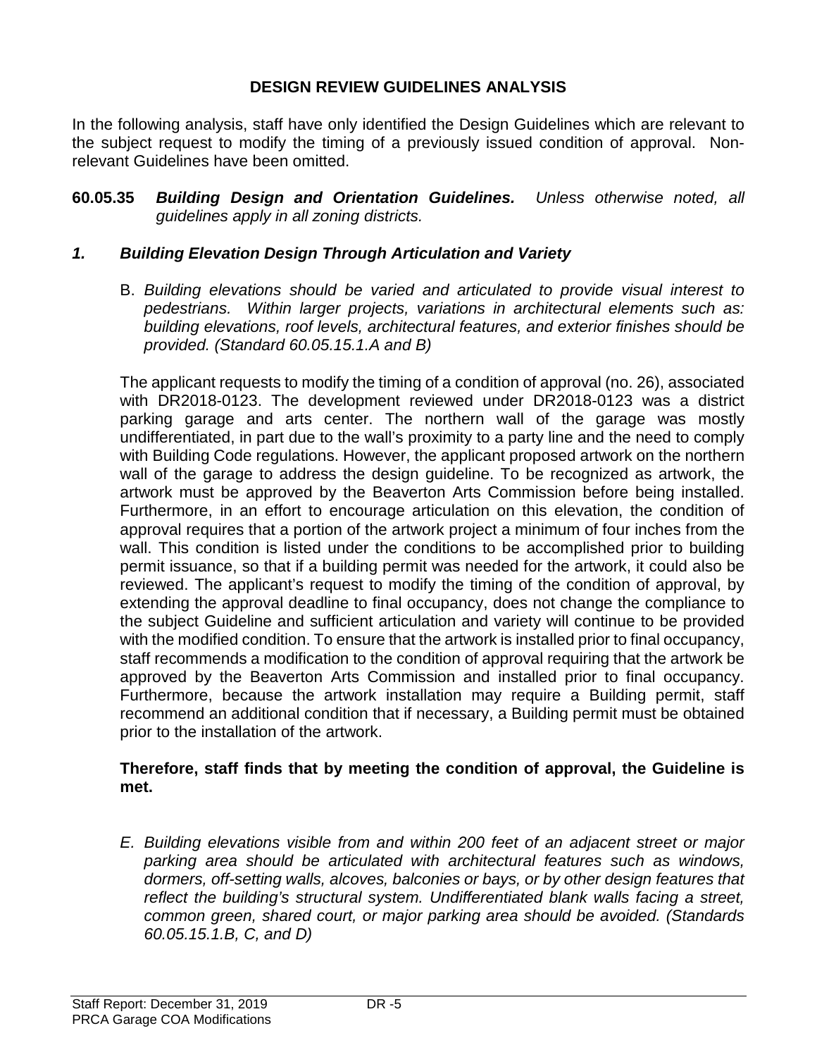## DESIGN REVIEW GUIDELINES ANALYSIS

In the following analysis, staff have only identified the Design Guidelines which are relevant to the subject request to modify the timing of a previously issued condition of approval. Non-relevant Guidelines have been omitted.

**60.05.35** ***Building Design and Orientation Guidelines.*** *Unless otherwise noted, all guidelines apply in all zoning districts.*

### *1. Building Elevation Design Through Articulation and Variety*

B. *Building elevations should be varied and articulated to provide visual interest to pedestrians. Within larger projects, variations in architectural elements such as: building elevations, roof levels, architectural features, and exterior finishes should be provided. (Standard 60.05.15.1.A and B)*

The applicant requests to modify the timing of a condition of approval (no. 26), associated with DR2018-0123. The development reviewed under DR2018-0123 was a district parking garage and arts center. The northern wall of the garage was mostly undifferentiated, in part due to the wall's proximity to a party line and the need to comply with Building Code regulations. However, the applicant proposed artwork on the northern wall of the garage to address the design guideline. To be recognized as artwork, the artwork must be approved by the Beaverton Arts Commission before being installed. Furthermore, in an effort to encourage articulation on this elevation, the condition of approval requires that a portion of the artwork project a minimum of four inches from the wall. This condition is listed under the conditions to be accomplished prior to building permit issuance, so that if a building permit was needed for the artwork, it could also be reviewed. The applicant's request to modify the timing of the condition of approval, by extending the approval deadline to final occupancy, does not change the compliance to the subject Guideline and sufficient articulation and variety will continue to be provided with the modified condition. To ensure that the artwork is installed prior to final occupancy, staff recommends a modification to the condition of approval requiring that the artwork be approved by the Beaverton Arts Commission and installed prior to final occupancy. Furthermore, because the artwork installation may require a Building permit, staff recommend an additional condition that if necessary, a Building permit must be obtained prior to the installation of the artwork.

**Therefore, staff finds that by meeting the condition of approval, the Guideline is met.**

E. *Building elevations visible from and within 200 feet of an adjacent street or major parking area should be articulated with architectural features such as windows, dormers, off-setting walls, alcoves, balconies or bays, or by other design features that reflect the building's structural system. Undifferentiated blank walls facing a street, common green, shared court, or major parking area should be avoided. (Standards 60.05.15.1.B, C, and D)*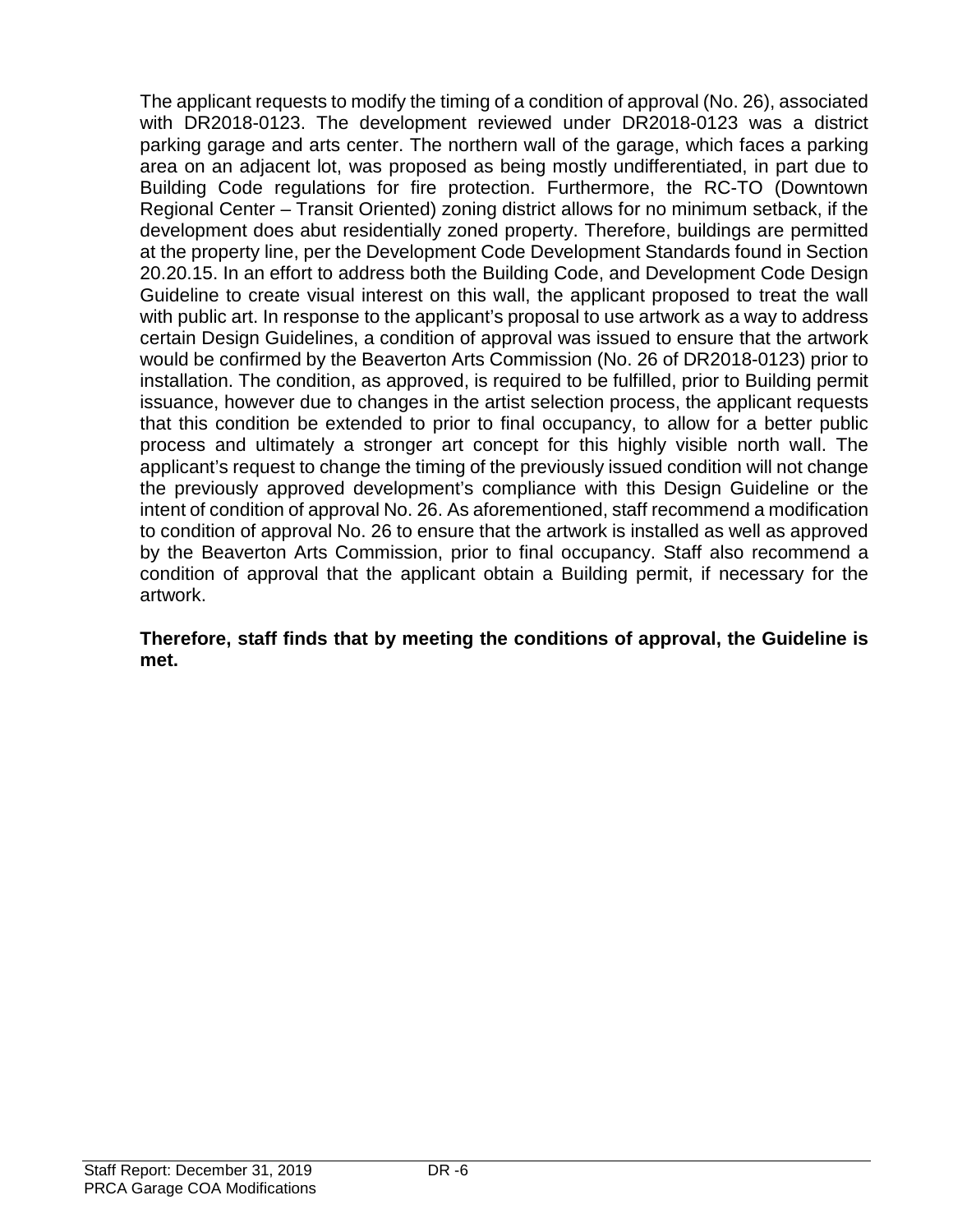The applicant requests to modify the timing of a condition of approval (No. 26), associated with DR2018-0123. The development reviewed under DR2018-0123 was a district parking garage and arts center. The northern wall of the garage, which faces a parking area on an adjacent lot, was proposed as being mostly undifferentiated, in part due to Building Code regulations for fire protection. Furthermore, the RC-TO (Downtown Regional Center – Transit Oriented) zoning district allows for no minimum setback, if the development does abut residentially zoned property. Therefore, buildings are permitted at the property line, per the Development Code Development Standards found in Section 20.20.15. In an effort to address both the Building Code, and Development Code Design Guideline to create visual interest on this wall, the applicant proposed to treat the wall with public art. In response to the applicant's proposal to use artwork as a way to address certain Design Guidelines, a condition of approval was issued to ensure that the artwork would be confirmed by the Beaverton Arts Commission (No. 26 of DR2018-0123) prior to installation. The condition, as approved, is required to be fulfilled, prior to Building permit issuance, however due to changes in the artist selection process, the applicant requests that this condition be extended to prior to final occupancy, to allow for a better public process and ultimately a stronger art concept for this highly visible north wall. The applicant's request to change the timing of the previously issued condition will not change the previously approved development's compliance with this Design Guideline or the intent of condition of approval No. 26. As aforementioned, staff recommend a modification to condition of approval No. 26 to ensure that the artwork is installed as well as approved by the Beaverton Arts Commission, prior to final occupancy. Staff also recommend a condition of approval that the applicant obtain a Building permit, if necessary for the artwork.

**Therefore, staff finds that by meeting the conditions of approval, the Guideline is met.**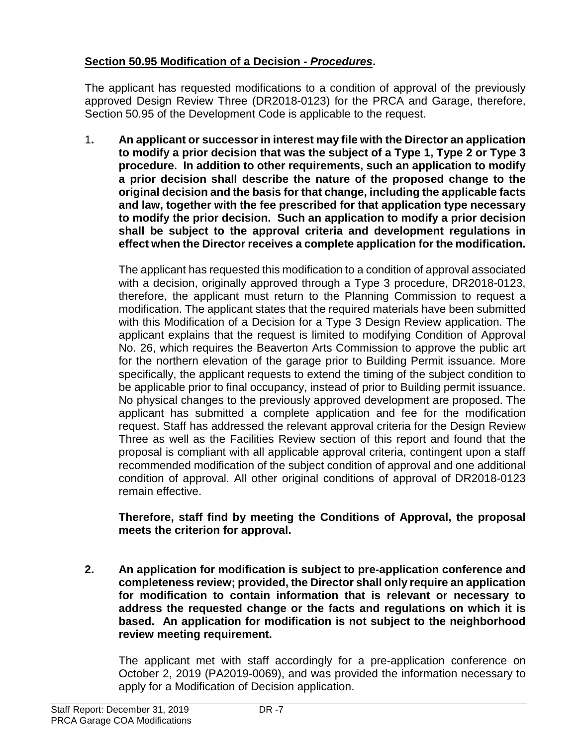## Section 50.95 Modification of a Decision - *Procedures*.

The applicant has requested modifications to a condition of approval of the previously approved Design Review Three (DR2018-0123) for the PRCA and Garage, therefore, Section 50.95 of the Development Code is applicable to the request.

1. **An applicant or successor in interest may file with the Director an application to modify a prior decision that was the subject of a Type 1, Type 2 or Type 3 procedure. In addition to other requirements, such an application to modify a prior decision shall describe the nature of the proposed change to the original decision and the basis for that change, including the applicable facts and law, together with the fee prescribed for that application type necessary to modify the prior decision. Such an application to modify a prior decision shall be subject to the approval criteria and development regulations in effect when the Director receives a complete application for the modification.**

   The applicant has requested this modification to a condition of approval associated with a decision, originally approved through a Type 3 procedure, DR2018-0123, therefore, the applicant must return to the Planning Commission to request a modification. The applicant states that the required materials have been submitted with this Modification of a Decision for a Type 3 Design Review application. The applicant explains that the request is limited to modifying Condition of Approval No. 26, which requires the Beaverton Arts Commission to approve the public art for the northern elevation of the garage prior to Building Permit issuance. More specifically, the applicant requests to extend the timing of the subject condition to be applicable prior to final occupancy, instead of prior to Building permit issuance. No physical changes to the previously approved development are proposed. The applicant has submitted a complete application and fee for the modification request. Staff has addressed the relevant approval criteria for the Design Review Three as well as the Facilities Review section of this report and found that the proposal is compliant with all applicable approval criteria, contingent upon a staff recommended modification of the subject condition of approval and one additional condition of approval. All other original conditions of approval of DR2018-0123 remain effective.

   **Therefore, staff find by meeting the Conditions of Approval, the proposal meets the criterion for approval.**

2. **An application for modification is subject to pre-application conference and completeness review; provided, the Director shall only require an application for modification to contain information that is relevant or necessary to address the requested change or the facts and regulations on which it is based. An application for modification is not subject to the neighborhood review meeting requirement.**

   The applicant met with staff accordingly for a pre-application conference on October 2, 2019 (PA2019-0069), and was provided the information necessary to apply for a Modification of Decision application.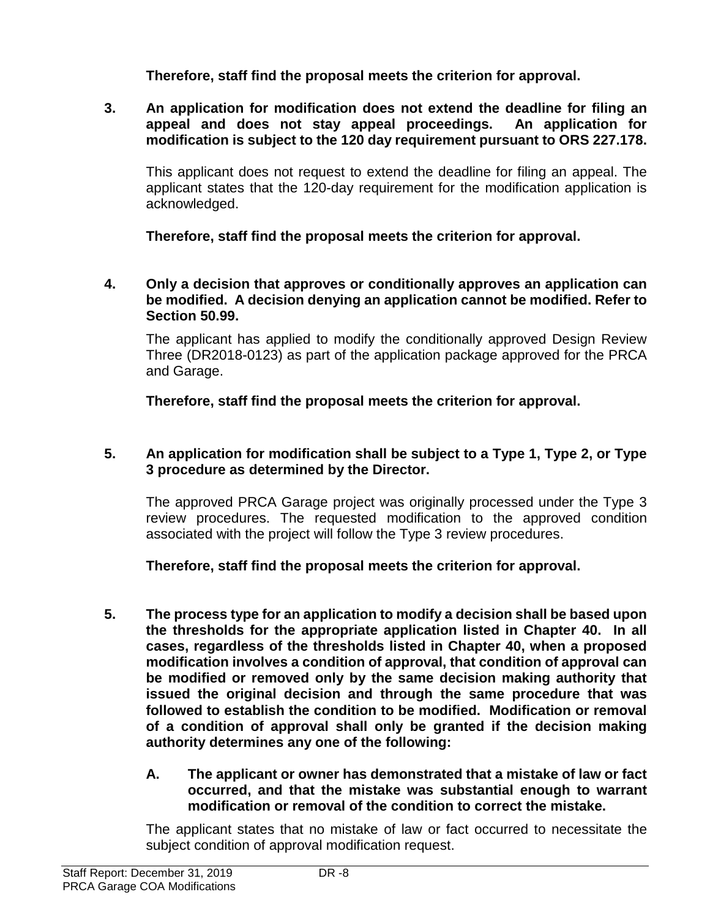**Therefore, staff find the proposal meets the criterion for approval.**

**3. An application for modification does not extend the deadline for filing an appeal and does not stay appeal proceedings. An application for modification is subject to the 120 day requirement pursuant to ORS 227.178.**

This applicant does not request to extend the deadline for filing an appeal. The applicant states that the 120-day requirement for the modification application is acknowledged.

**Therefore, staff find the proposal meets the criterion for approval.**

**4. Only a decision that approves or conditionally approves an application can be modified. A decision denying an application cannot be modified. Refer to Section 50.99.**

The applicant has applied to modify the conditionally approved Design Review Three (DR2018-0123) as part of the application package approved for the PRCA and Garage.

**Therefore, staff find the proposal meets the criterion for approval.**

**5. An application for modification shall be subject to a Type 1, Type 2, or Type 3 procedure as determined by the Director.**

The approved PRCA Garage project was originally processed under the Type 3 review procedures. The requested modification to the approved condition associated with the project will follow the Type 3 review procedures.

**Therefore, staff find the proposal meets the criterion for approval.**

**5. The process type for an application to modify a decision shall be based upon the thresholds for the appropriate application listed in Chapter 40. In all cases, regardless of the thresholds listed in Chapter 40, when a proposed modification involves a condition of approval, that condition of approval can be modified or removed only by the same decision making authority that issued the original decision and through the same procedure that was followed to establish the condition to be modified. Modification or removal of a condition of approval shall only be granted if the decision making authority determines any one of the following:**

**A. The applicant or owner has demonstrated that a mistake of law or fact occurred, and that the mistake was substantial enough to warrant modification or removal of the condition to correct the mistake.**

The applicant states that no mistake of law or fact occurred to necessitate the subject condition of approval modification request.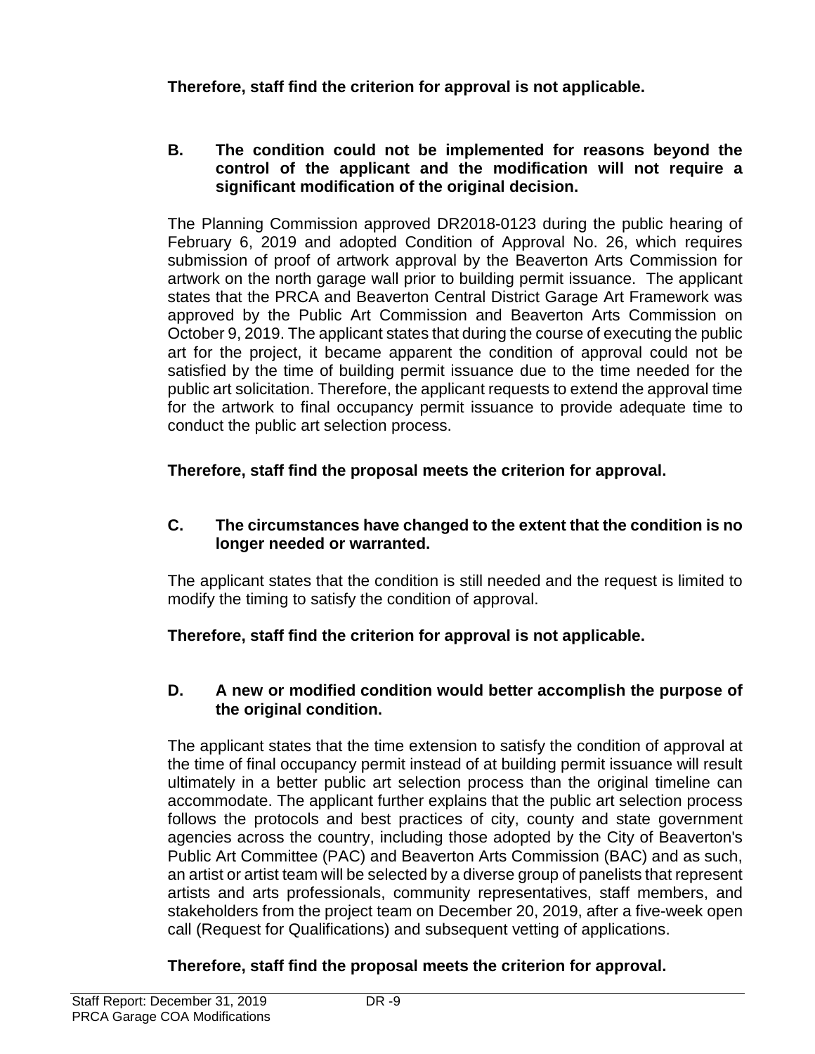**Therefore, staff find the criterion for approval is not applicable.**

**B. The condition could not be implemented for reasons beyond the control of the applicant and the modification will not require a significant modification of the original decision.**

The Planning Commission approved DR2018-0123 during the public hearing of February 6, 2019 and adopted Condition of Approval No. 26, which requires submission of proof of artwork approval by the Beaverton Arts Commission for artwork on the north garage wall prior to building permit issuance. The applicant states that the PRCA and Beaverton Central District Garage Art Framework was approved by the Public Art Commission and Beaverton Arts Commission on October 9, 2019. The applicant states that during the course of executing the public art for the project, it became apparent the condition of approval could not be satisfied by the time of building permit issuance due to the time needed for the public art solicitation. Therefore, the applicant requests to extend the approval time for the artwork to final occupancy permit issuance to provide adequate time to conduct the public art selection process.

**Therefore, staff find the proposal meets the criterion for approval.**

**C. The circumstances have changed to the extent that the condition is no longer needed or warranted.**

The applicant states that the condition is still needed and the request is limited to modify the timing to satisfy the condition of approval.

**Therefore, staff find the criterion for approval is not applicable.**

**D. A new or modified condition would better accomplish the purpose of the original condition.**

The applicant states that the time extension to satisfy the condition of approval at the time of final occupancy permit instead of at building permit issuance will result ultimately in a better public art selection process than the original timeline can accommodate. The applicant further explains that the public art selection process follows the protocols and best practices of city, county and state government agencies across the country, including those adopted by the City of Beaverton's Public Art Committee (PAC) and Beaverton Arts Commission (BAC) and as such, an artist or artist team will be selected by a diverse group of panelists that represent artists and arts professionals, community representatives, staff members, and stakeholders from the project team on December 20, 2019, after a five-week open call (Request for Qualifications) and subsequent vetting of applications.

**Therefore, staff find the proposal meets the criterion for approval.**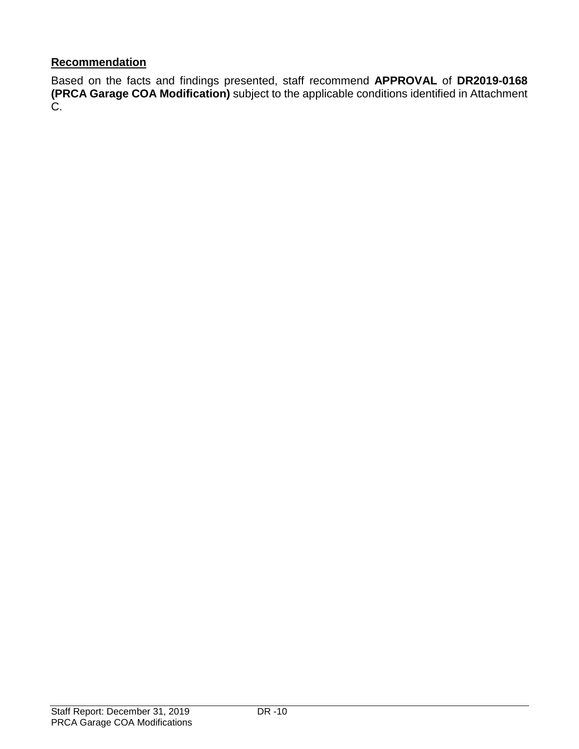## Recommendation

Based on the facts and findings presented, staff recommend **APPROVAL** of **DR2019-0168 (PRCA Garage COA Modification)** subject to the applicable conditions identified in Attachment C.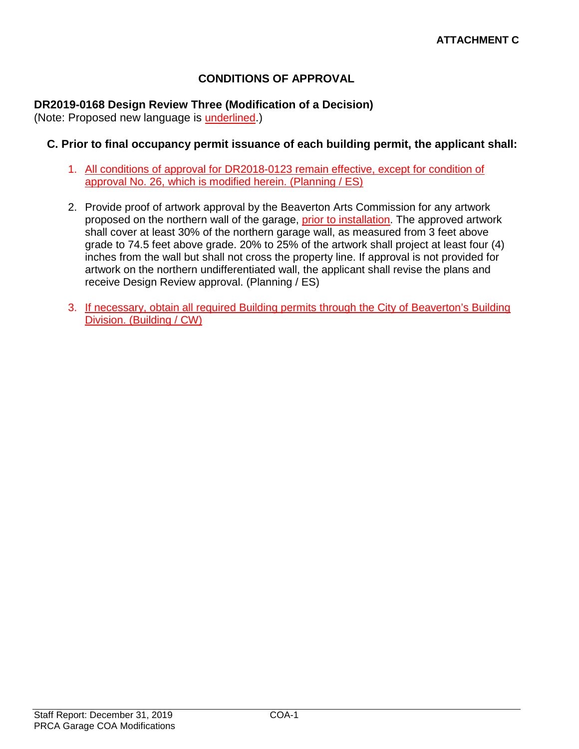**ATTACHMENT C**

## CONDITIONS OF APPROVAL

**DR2019-0168 Design Review Three (Modification of a Decision)**
(Note: Proposed new language is <u>underlined</u>.)

### C. Prior to final occupancy permit issuance of each building permit, the applicant shall:

1. <u>All conditions of approval for DR2018-0123 remain effective, except for condition of approval No. 26, which is modified herein. (Planning / ES)</u>

2. Provide proof of artwork approval by the Beaverton Arts Commission for any artwork proposed on the northern wall of the garage, <u>prior to installation</u>. The approved artwork shall cover at least 30% of the northern garage wall, as measured from 3 feet above grade to 74.5 feet above grade. 20% to 25% of the artwork shall project at least four (4) inches from the wall but shall not cross the property line. If approval is not provided for artwork on the northern undifferentiated wall, the applicant shall revise the plans and receive Design Review approval. (Planning / ES)

3. <u>If necessary, obtain all required Building permits through the City of Beaverton's Building Division. (Building / CW)</u>

Staff Report: December 31, 2019
PRCA Garage COA Modifications